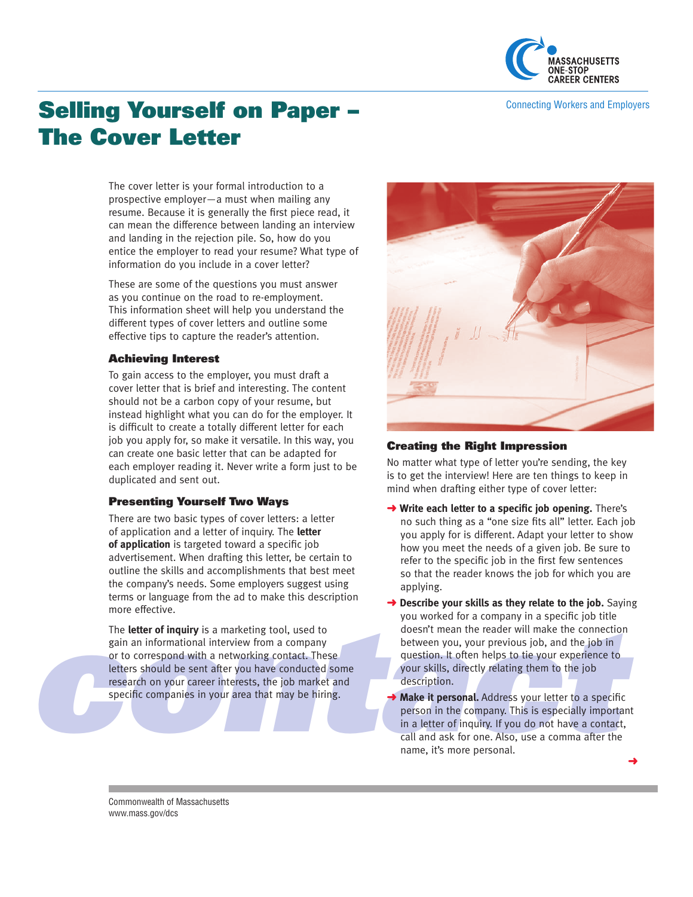# Selling Yourself on Paper – The Cover Letter

The cover letter is your formal introduction to a prospective employer—a must when mailing any resume. Because it is generally the first piece read, it can mean the difference between landing an interview and landing in the rejection pile. So, how do you entice the employer to read your resume? What type of information do you include in a cover letter?

These are some of the questions you must answer as you continue on the road to re-employment. This information sheet will help you understand the different types of cover letters and outline some effective tips to capture the reader's attention.

### Achieving Interest

To gain access to the employer, you must draft a cover letter that is brief and interesting. The content should not be a carbon copy of your resume, but instead highlight what you can do for the employer. It is difficult to create a totally different letter for each job you apply for, so make it versatile. In this way, you can create one basic letter that can be adapted for each employer reading it. Never write a form just to be duplicated and sent out.

### Presenting Yourself Two Ways

There are two basic types of cover letters: a letter of application and a letter of inquiry. The **letter of application** is targeted toward a specific job advertisement. When drafting this letter, be certain to outline the skills and accomplishments that best meet the company's needs. Some employers suggest using terms or language from the ad to make this description more effective.

The **letter of inquiry** is a marketing tool, used to gain an informational interview from a company or to correspond with a networking contact. These letters should be sent after you have conducted some research on your career interests, the job market and specific companies in your area that may be hiring.

### Creating the Right Impression

No matter what type of letter you're sending, the key is to get the interview! Here are ten things to keep in mind when drafting either type of cover letter:

- **Write each letter to a specific job opening.** There's no such thing as a "one size fits all" letter. Each job you apply for is different. Adapt your letter to show how you meet the needs of a given job. Be sure to refer to the specific job in the first few sentences so that the reader knows the job for which you are applying.
- **Describe your skills as they relate to the job.** Saying you worked for a company in a specific job title doesn't mean the reader will make the connection between you, your previous job, and the job in question. It often helps to tie your experience to your skills, directly relating them to the job description.
- **Make it personal.** Address your letter to a specific person in the company. This is especially important in a letter of inquiry. If you do not have a contact, call and ask for one. Also, use a comma after the name, it's more personal.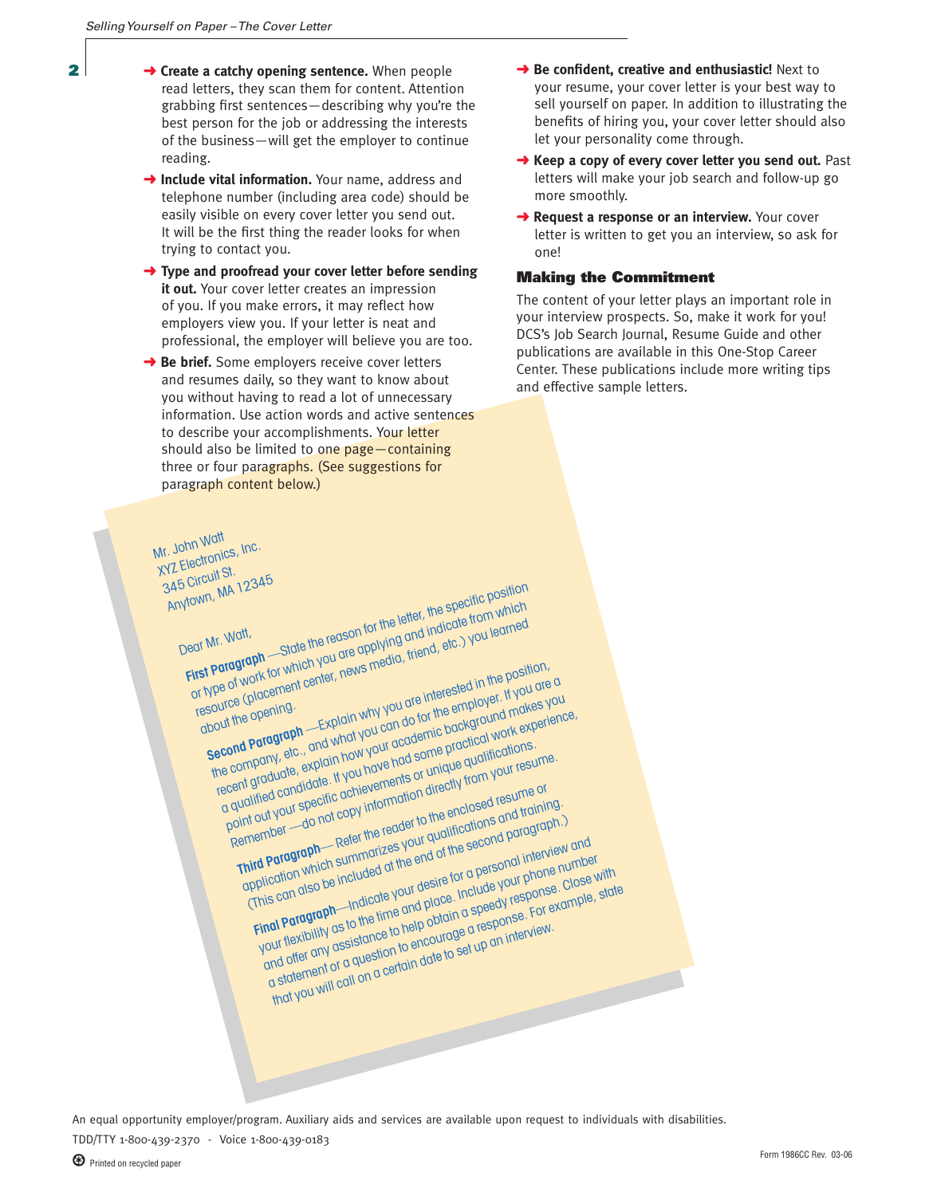➜ **Create a catchy opening sentence.** When people read letters, they scan them for content. Attention grabbing first sentences—describing why you're the best person for the job or addressing the interests of the business—will get the employer to continue reading.

➜ **Include vital information.** Your name, address and telephone number (including area code) should be easily visible on every cover letter you send out. It will be the first thing the reader looks for when trying to contact you.

➜ **Type and proofread your cover letter before sending it out.** Your cover letter creates an impression of you. If you make errors, it may reflect how employers view you. If your letter is neat and professional, the employer will believe you are too.

➜ **Be brief.** Some employers receive cover letters and resumes daily, so they want to know about you without having to read a lot of unnecessary information. Use action words and active sentences to describe your accomplishments. Your letter should also be limited to one page—containing three or four paragraphs. (See suggestions for paragraph content below.)

➜ **Be confident, creative and enthusiastic!** Next to your resume, your cover letter is your best way to sell yourself on paper. In addition to illustrating the benefits of hiring you, your cover letter should also let your personality come through.

➜ **Keep a copy of every cover letter you send out.** Past letters will make your job search and follow-up go more smoothly.

➜ **Request a response or an interview.** Your cover letter is written to get you an interview, so ask for one!

## Making the Commitment

The content of your letter plays an important role in your interview prospects. So, make it work for you! DCS's Job Search Journal, Resume Guide and other publications are available in this One-Stop Career Center. These publications include more writing tips and effective sample letters.

Mr. John Watt
XYZ Electronics, Inc.
345 Circuit St.
Anytown, MA 12345

Dear Mr. Watt,

**First Paragraph**—State the reason for the letter, the specific position or type of work for which you are applying and indicate from which resource (placement center, news media, friend, etc.) you learned about the opening.

**Second Paragraph**—Explain why you are interested in the position, the company, etc., and what you can do for the employer. If you are a recent graduate, explain how your academic background makes you a qualified candidate. If you have had some practical work experience, point out your specific achievements or unique qualifications. Remember—do not copy information directly from your resume.

**Third Paragraph**—Refer the reader to the enclosed resume or application which summarizes your qualifications and training. (This can also be included at the end of the second paragraph.)

**Final Paragraph**—Indicate your desire for a personal interview and your flexibility as to the time and place. Include your phone number and offer any assistance to help obtain a speedy response. Close with a statement or a question to encourage a response. For example, state that you will call on a certain date to set up an interview.

An equal opportunity employer/program. Auxiliary aids and services are available upon request to individuals with disabilities.
TDD/TTY 1-800-439-2370 - Voice 1-800-439-0183

Printed on recycled paper

Form 1986CC Rev. 03-06